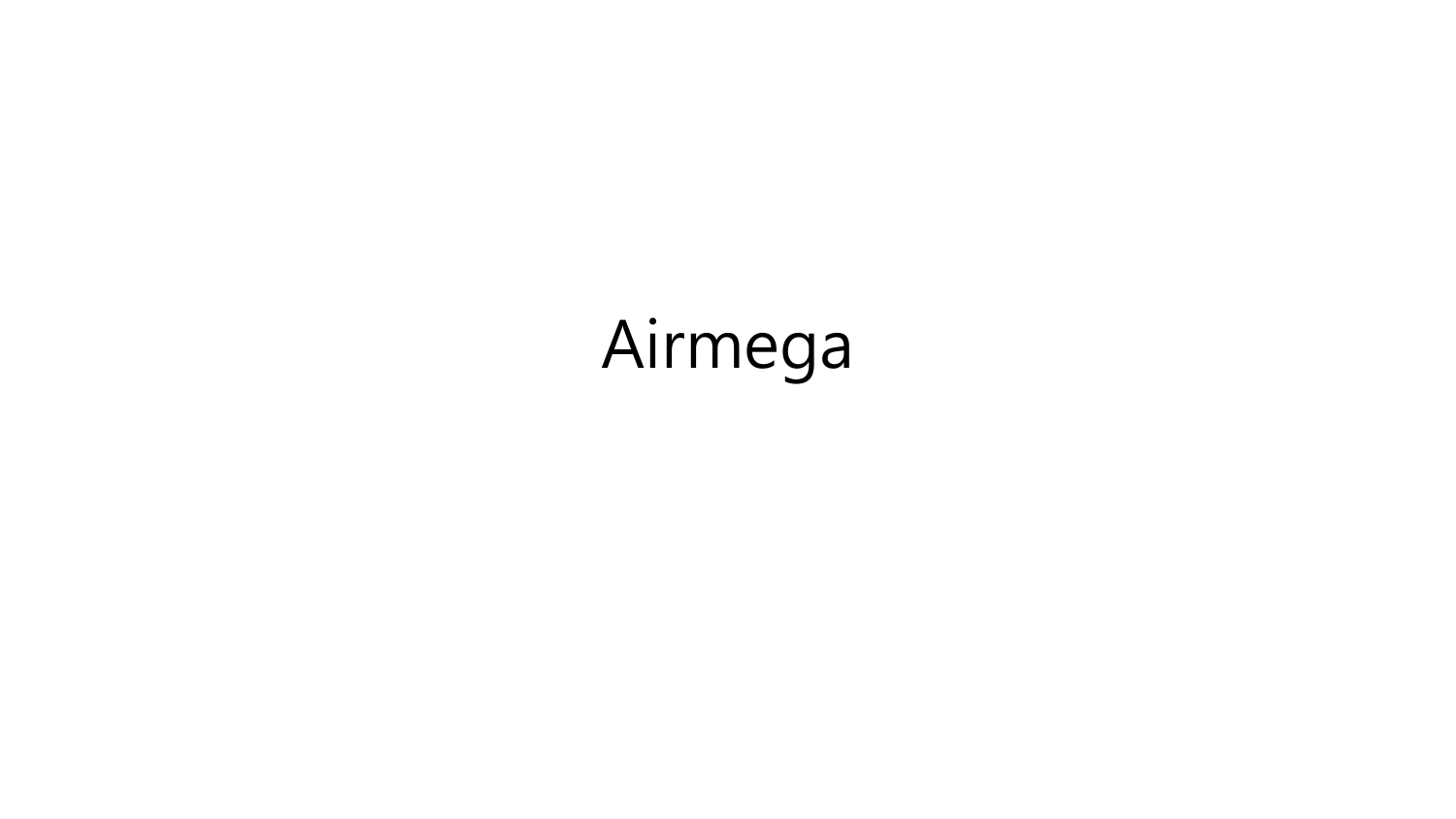# Airmega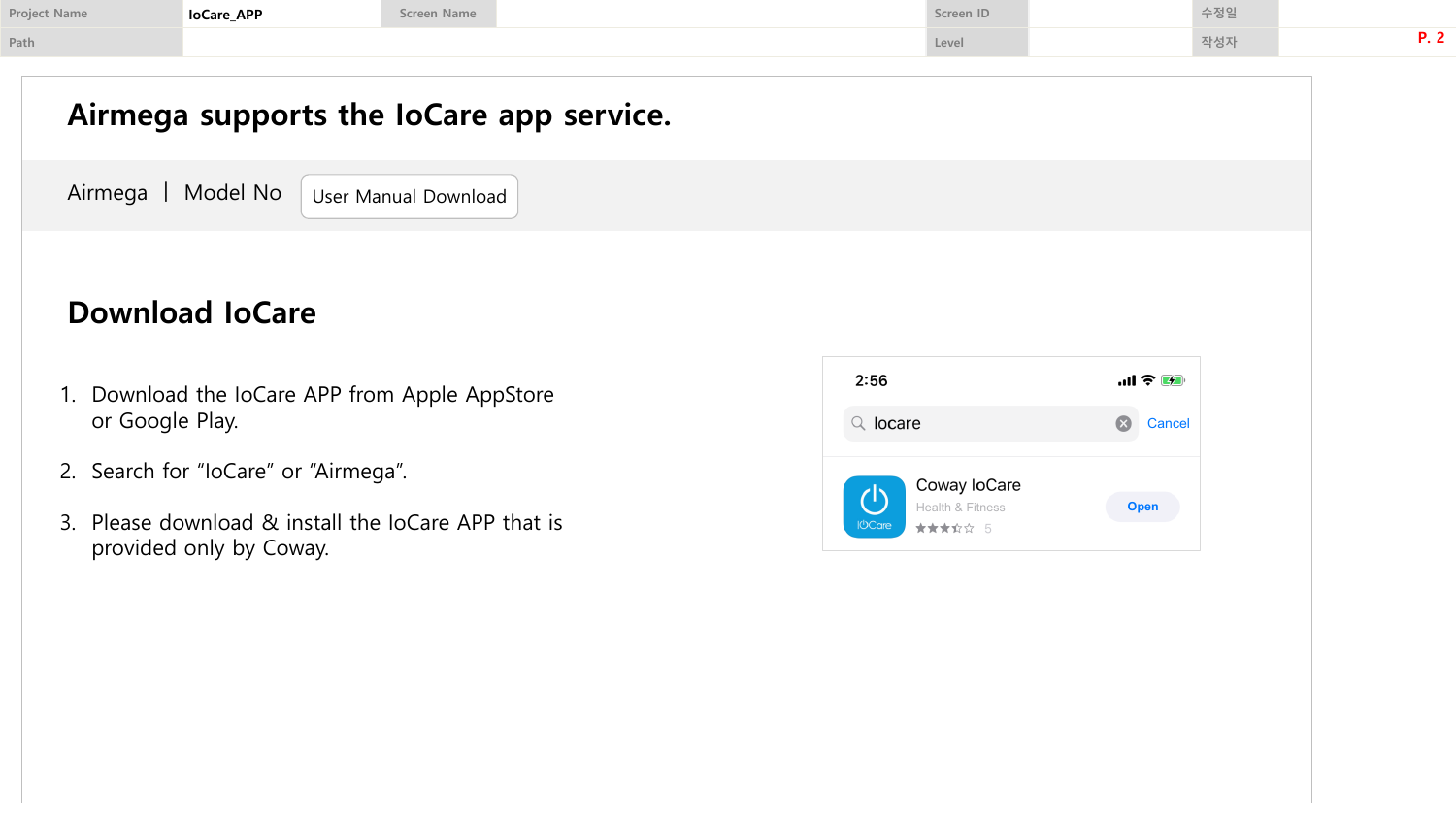| Project Name | IoCare_APP | Screen Name | | Screen ID | | 수정일 | |
|---|---|---|---|---|---|---|---|
| Path | | | | Level | | 작성자 | |

# Airmega supports the IoCare app service.

Airmega | Model No  User Manual Download

## Download IoCare

1. Download the IoCare APP from Apple AppStore or Google Play.
2. Search for “IoCare” or “Airmega”.
3. Please download & install the IoCare APP that is provided only by Coway.

2:56

Iocare  Cancel

Coway IoCare
Health & Fitness
5
Open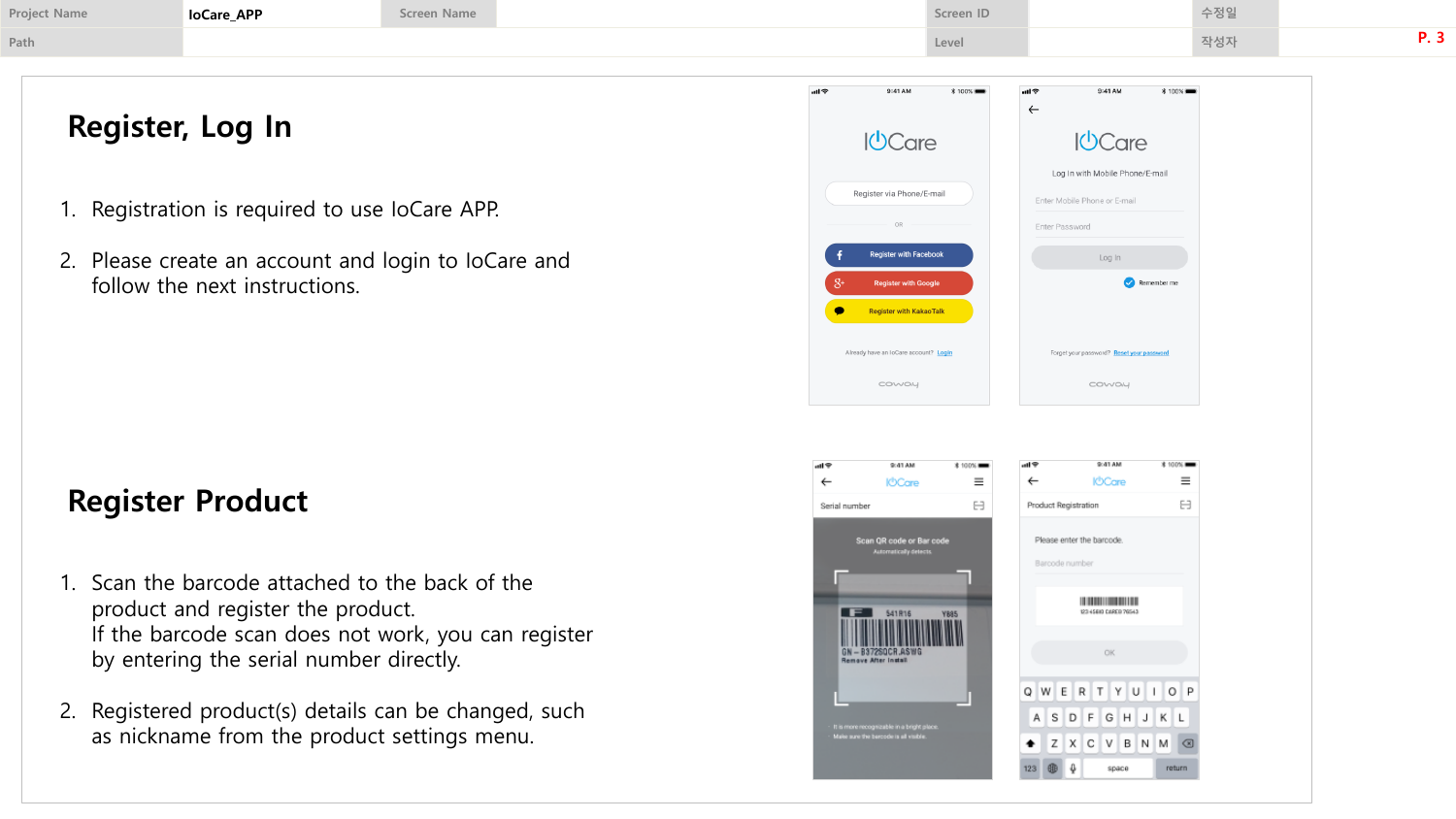| Project Name | IoCare_APP | Screen Name | | Screen ID | | 수정일 | |
|---|---|---|---|---|---|---|---|
| Path | | | | Level | | 작성자 | |

## Register, Log In

1. Registration is required to use IoCare APP.
2. Please create an account and login to IoCare and follow the next instructions.

## Register Product

1. Scan the barcode attached to the back of the product and register the product.
   If the barcode scan does not work, you can register by entering the serial number directly.
2. Registered product(s) details can be changed, such as nickname from the product settings menu.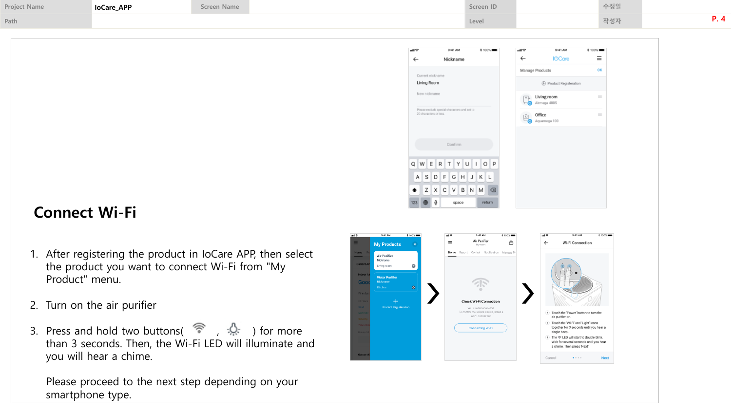| Project Name | IoCare_APP | Screen Name | | Screen ID | | 수정일 | |
|---|---|---|---|---|---|---|---|
| Path | | | | Level | | 작성자 | |

# Connect Wi-Fi

1. After registering the product in IoCare APP, then select the product you want to connect Wi-Fi from "My Product" menu.

2. Turn on the air purifier

3. Press and hold two buttons( , ) for more than 3 seconds. Then, the Wi-Fi LED will illuminate and you will hear a chime.

   Please proceed to the next step depending on your smartphone type.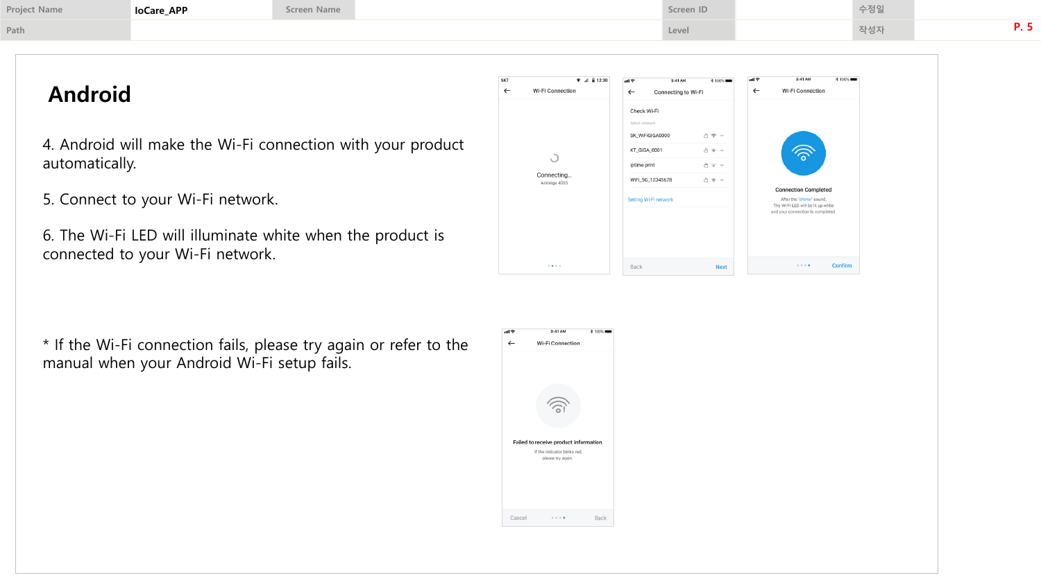| Project Name | IoCare_APP | Screen Name | | Screen ID | | 수정일 | |
|---|---|---|---|---|---|---|---|
| Path | | | | Level | | 작성자 | |

# Android

4. Android will make the Wi-Fi connection with your product automatically.

5. Connect to your Wi-Fi network.

6. The Wi-Fi LED will illuminate white when the product is connected to your Wi-Fi network.

\* If the Wi-Fi connection fails, please try again or refer to the manual when your Android Wi-Fi setup fails.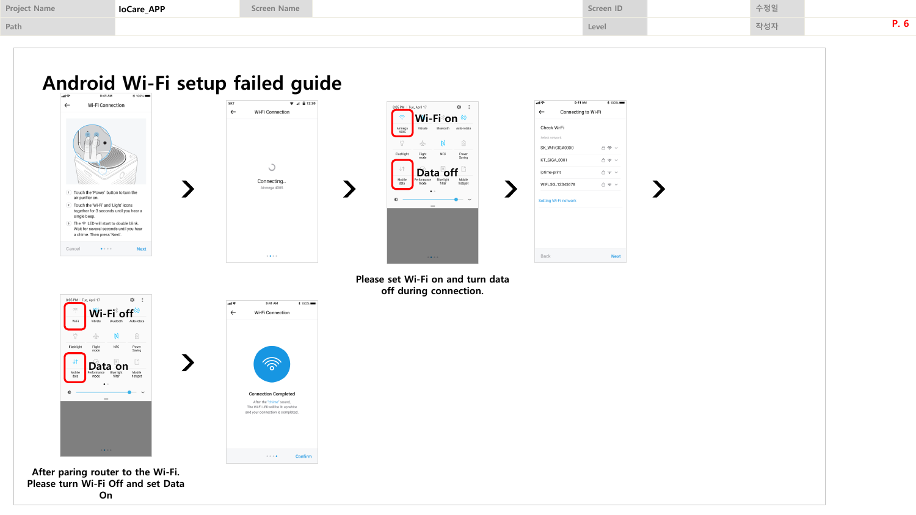| Project Name | IoCare_APP | Screen Name | | Screen ID | | 수정일 | |
|---|---|---|---|---|---|---|---|
| Path | | | | Level | | 작성자 | |

# Android Wi-Fi setup failed guide

Wi-Fi Connection

1. Touch the 'Power' button to turn the air purifier on.
2. Touch the 'Wi-Fi' and 'Light' icons together for 3 seconds until you hear a single beep.
3. The LED will start to double blink. Wait for several seconds until you hear a chime. Then press 'Next'.

Cancel Next

Wi-Fi Connection

Connecting...
Airmega 400S

Wi-Fi on

Data off

Connecting to Wi-Fi

Check Wi-Fi

Select network

SK_WiFiGIGA0000
KT_GIGA_0001
iptime-print
WiFi.5G_12345678

Setting Wi-Fi network

Back Next

Please set Wi-Fi on and turn data off during connection.

Wi-Fi off

Data on

After paring router to the Wi-Fi. Please turn Wi-Fi Off and set Data On

Wi-Fi Connection

Connection Completed

After the "chime" sound, The Wi-Fi LED will be lit up white and your connection is completed.

Confirm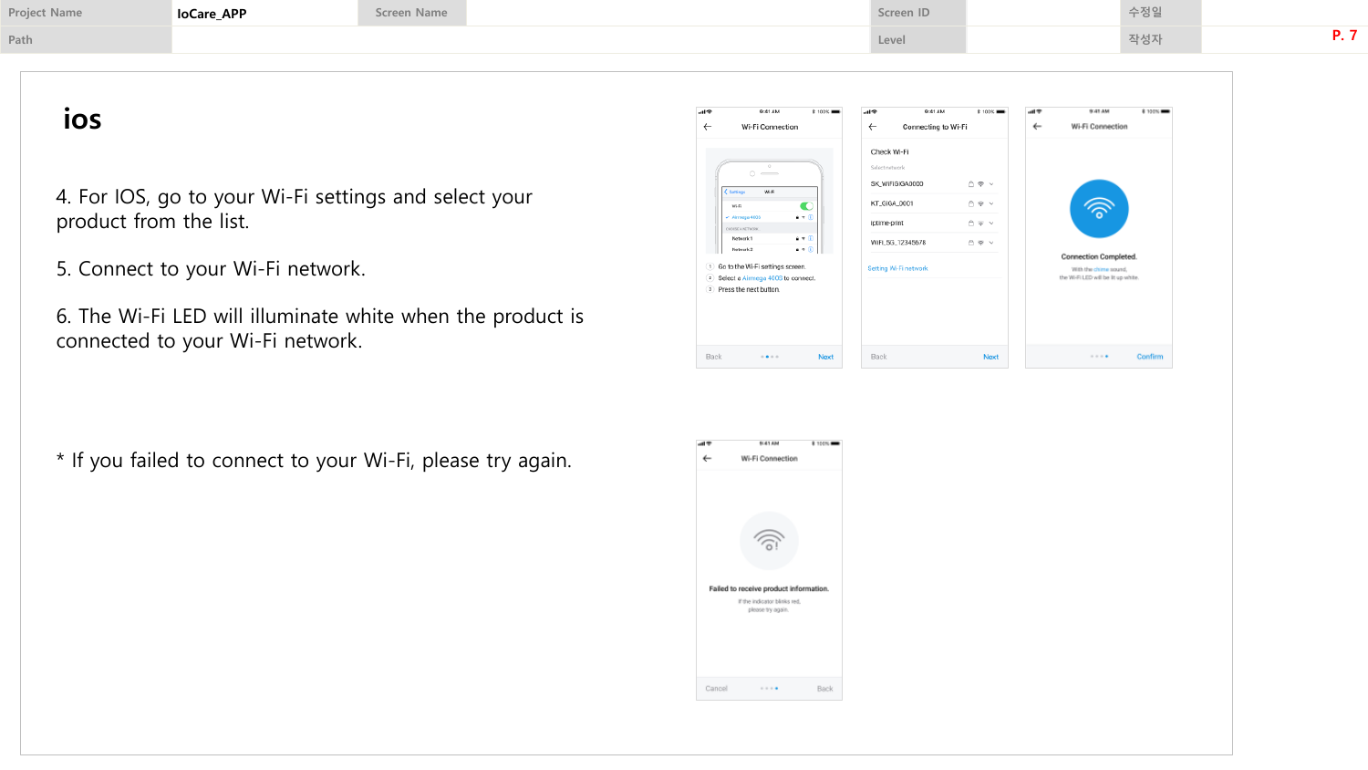| Project Name | IoCare_APP | Screen Name | | Screen ID | | 수정일 | |
| --- | --- | --- | --- | --- | --- | --- | --- |
| Path | | | | Level | | 작성자 | |

# ios

4. For IOS, go to your Wi-Fi settings and select your product from the list.

5. Connect to your Wi-Fi network.

6. The Wi-Fi LED will illuminate white when the product is connected to your Wi-Fi network.

* If you failed to connect to your Wi-Fi, please try again.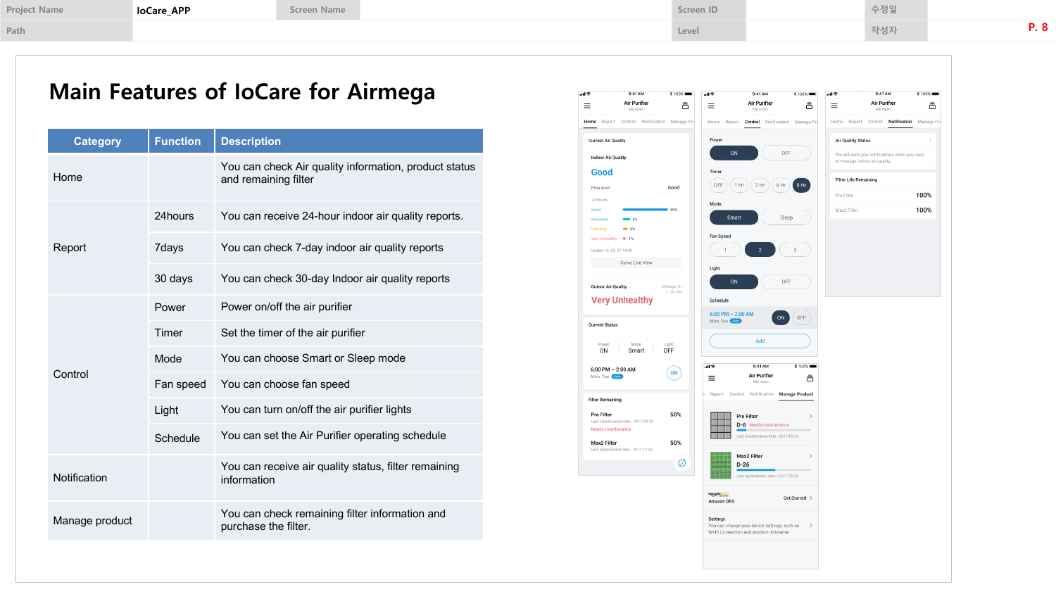| Project Name | IoCare_APP | Screen Name | | Screen ID | | 수정일 | |
|---|---|---|---|---|---|---|---|
| Path | | | | Level | | 작성자 | |

# Main Features of IoCare for Airmega

| Category | Function | Description |
|---|---|---|
| Home | | You can check Air quality information, product status and remaining filter |
| Report | 24hours | You can receive 24-hour indoor air quality reports. |
| | 7days | You can check 7-day indoor air quality reports |
| | 30 days | You can check 30-day Indoor air quality reports |
| Control | Power | Power on/off the air purifier |
| | Timer | Set the timer of the air purifier |
| | Mode | You can choose Smart or Sleep mode |
| | Fan speed | You can choose fan speed |
| | Light | You can turn on/off the air purifier lights |
| | Schedule | You can set the Air Purifier operating schedule |
| Notification | | You can receive air quality status, filter remaining information |
| Manage product | | You can check remaining filter information and purchase the filter. |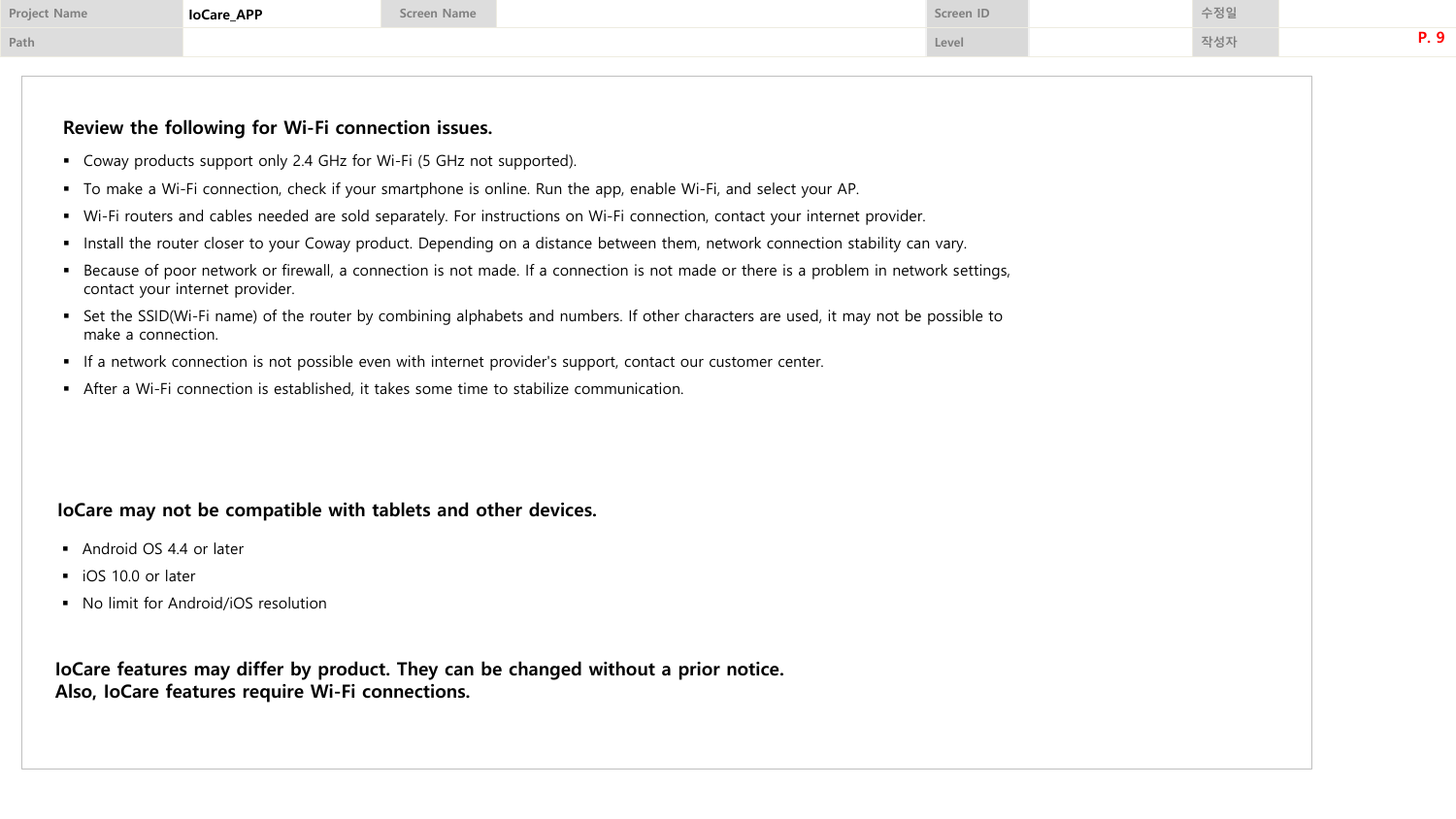**Review the following for Wi-Fi connection issues.**

- Coway products support only 2.4 GHz for Wi-Fi (5 GHz not supported).
- To make a Wi-Fi connection, check if your smartphone is online. Run the app, enable Wi-Fi, and select your AP.
- Wi-Fi routers and cables needed are sold separately. For instructions on Wi-Fi connection, contact your internet provider.
- Install the router closer to your Coway product. Depending on a distance between them, network connection stability can vary.
- Because of poor network or firewall, a connection is not made. If a connection is not made or there is a problem in network settings, contact your internet provider.
- Set the SSID(Wi-Fi name) of the router by combining alphabets and numbers. If other characters are used, it may not be possible to make a connection.
- If a network connection is not possible even with internet provider's support, contact our customer center.
- After a Wi-Fi connection is established, it takes some time to stabilize communication.

**IoCare may not be compatible with tablets and other devices.**

- Android OS 4.4 or later
- iOS 10.0 or later
- No limit for Android/iOS resolution

**IoCare features may differ by product. They can be changed without a prior notice.**
**Also, IoCare features require Wi-Fi connections.**